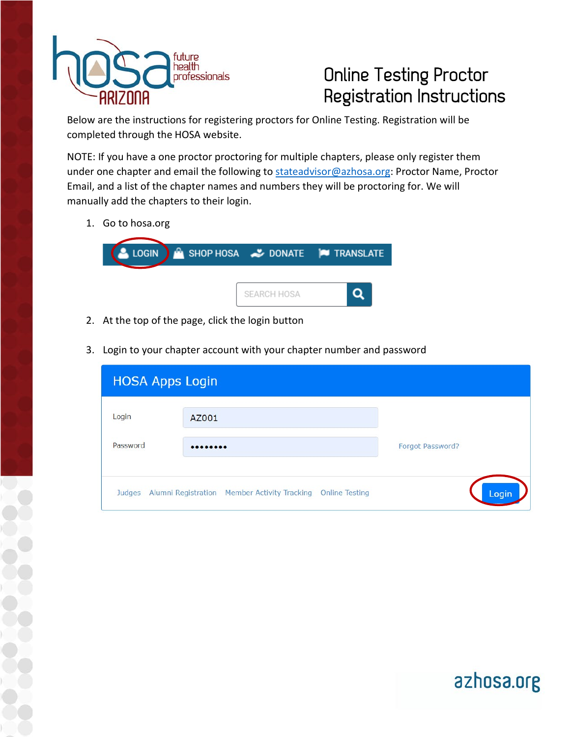# Online Testing Proctor Registration Instructions

Below are the instructions for registering proctors for Online Testing. Registration will be completed through the HOSA website.

NOTE: If you have a one proctor proctoring for multiple chapters, please only register them under one chapter and email the following to stateadvisor@azhosa.org: Proctor Name, Proctor Email, and a list of the chapter names and numbers they will be proctoring for. We will manually add the chapters to their login.

1. Go to hosa.org
2. At the top of the page, click the login button
3. Login to your chapter account with your chapter number and password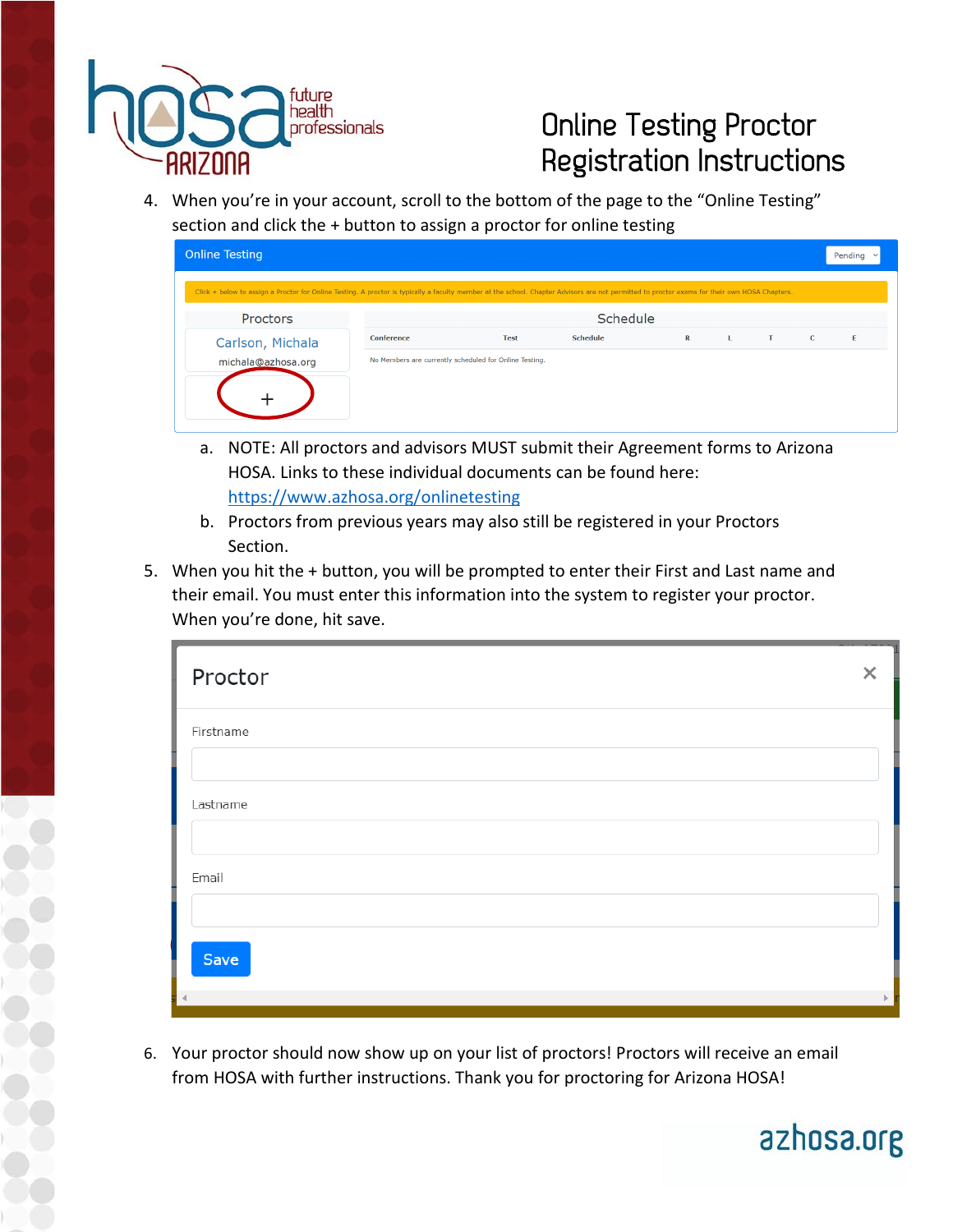# Online Testing Proctor Registration Instructions

4. When you're in your account, scroll to the bottom of the page to the "Online Testing" section and click the + button to assign a proctor for online testing

   Online Testing

   Pending

   Click + below to assign a Proctor for Online Testing. A proctor is typically a faculty member at the school. Chapter Advisors are not permitted to proctor exams for their own HOSA Chapters.

   Proctors

   Carlson, Michala

   michala@azhosa.org

   +

   Schedule

   | Conference | Test | Schedule | R | L | T | C | E |
   |---|---|---|---|---|---|---|---|
   | No Members are currently scheduled for Online Testing. | | | | | | | |

   a. NOTE: All proctors and advisors MUST submit their Agreement forms to Arizona HOSA. Links to these individual documents can be found here: https://www.azhosa.org/onlinetesting
   b. Proctors from previous years may also still be registered in your Proctors Section.

5. When you hit the + button, you will be prompted to enter their First and Last name and their email. You must enter this information into the system to register your proctor. When you're done, hit save.

   Proctor

   Firstname

   Lastname

   Email

   Save

6. Your proctor should now show up on your list of proctors! Proctors will receive an email from HOSA with further instructions. Thank you for proctoring for Arizona HOSA!